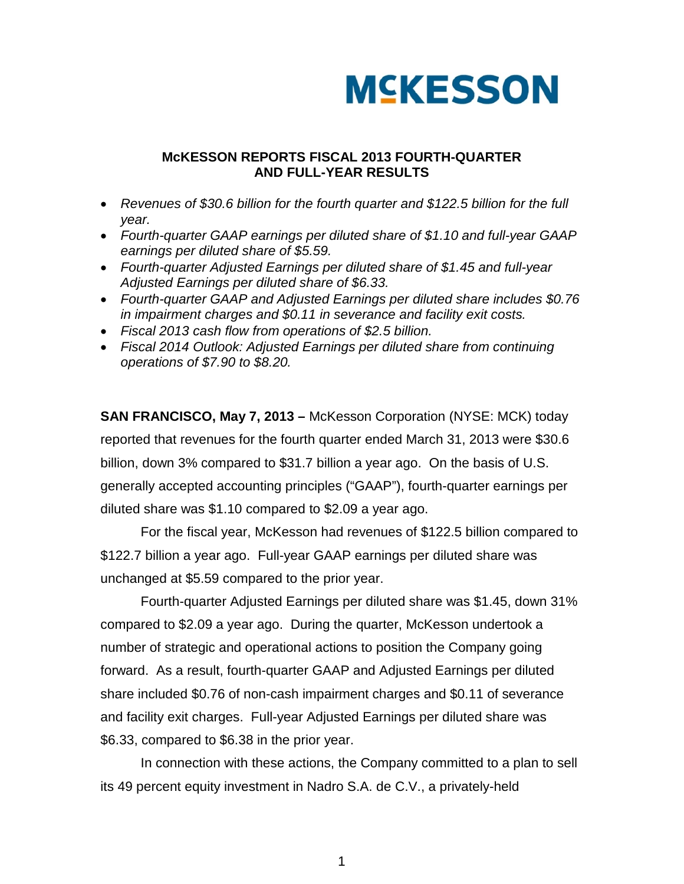# McKESSON

## McKESSON REPORTS FISCAL 2013 FOURTH-QUARTER AND FULL-YEAR RESULTS

- *Revenues of $30.6 billion for the fourth quarter and $122.5 billion for the full year.*
- *Fourth-quarter GAAP earnings per diluted share of $1.10 and full-year GAAP earnings per diluted share of $5.59.*
- *Fourth-quarter Adjusted Earnings per diluted share of $1.45 and full-year Adjusted Earnings per diluted share of $6.33.*
- *Fourth-quarter GAAP and Adjusted Earnings per diluted share includes $0.76 in impairment charges and $0.11 in severance and facility exit costs.*
- *Fiscal 2013 cash flow from operations of $2.5 billion.*
- *Fiscal 2014 Outlook: Adjusted Earnings per diluted share from continuing operations of $7.90 to $8.20.*

**SAN FRANCISCO, May 7, 2013 –** McKesson Corporation (NYSE: MCK) today reported that revenues for the fourth quarter ended March 31, 2013 were $30.6 billion, down 3% compared to $31.7 billion a year ago. On the basis of U.S. generally accepted accounting principles ("GAAP"), fourth-quarter earnings per diluted share was $1.10 compared to $2.09 a year ago.

For the fiscal year, McKesson had revenues of $122.5 billion compared to $122.7 billion a year ago. Full-year GAAP earnings per diluted share was unchanged at $5.59 compared to the prior year.

Fourth-quarter Adjusted Earnings per diluted share was $1.45, down 31% compared to $2.09 a year ago. During the quarter, McKesson undertook a number of strategic and operational actions to position the Company going forward. As a result, fourth-quarter GAAP and Adjusted Earnings per diluted share included $0.76 of non-cash impairment charges and $0.11 of severance and facility exit charges. Full-year Adjusted Earnings per diluted share was $6.33, compared to $6.38 in the prior year.

In connection with these actions, the Company committed to a plan to sell its 49 percent equity investment in Nadro S.A. de C.V., a privately-held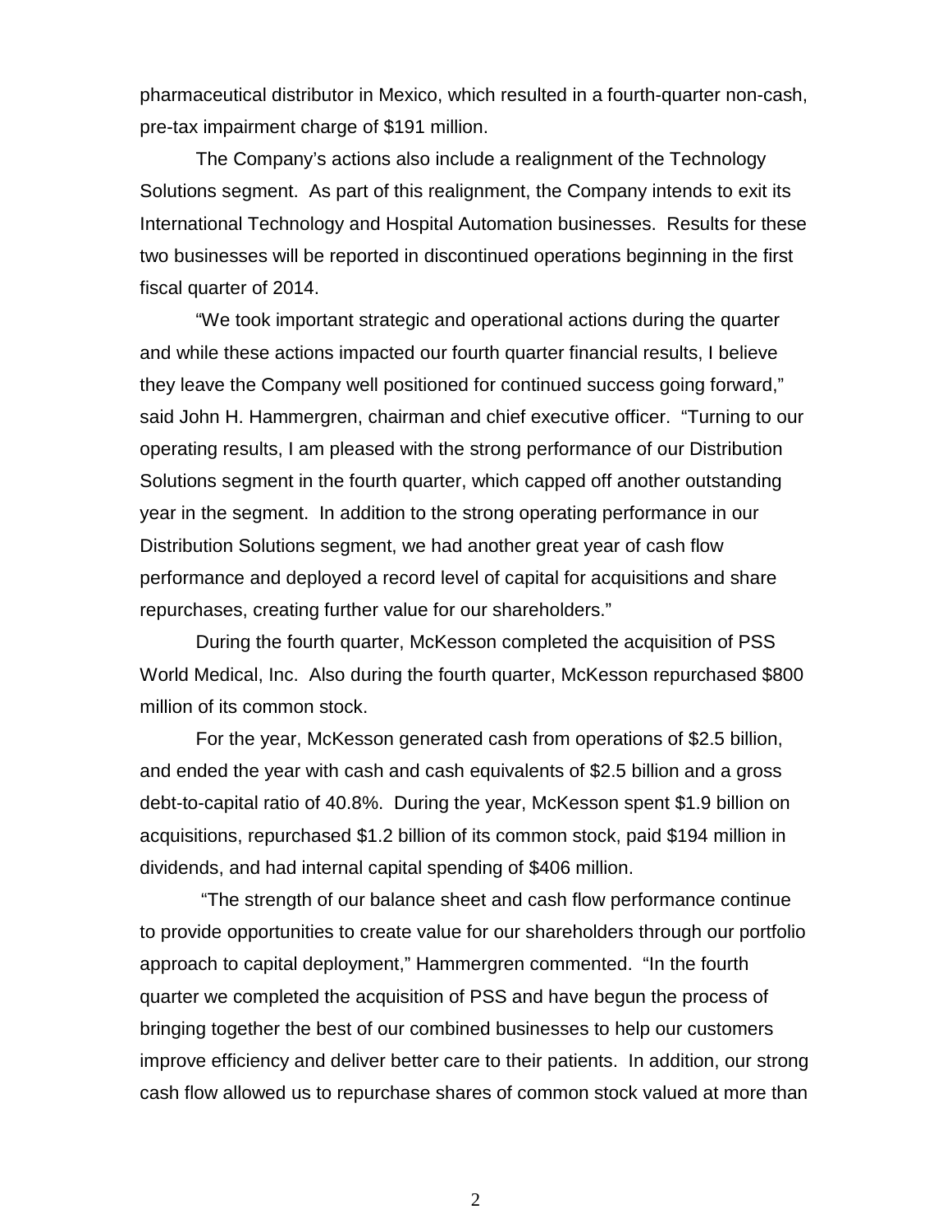pharmaceutical distributor in Mexico, which resulted in a fourth-quarter non-cash, pre-tax impairment charge of $191 million.

The Company's actions also include a realignment of the Technology Solutions segment. As part of this realignment, the Company intends to exit its International Technology and Hospital Automation businesses. Results for these two businesses will be reported in discontinued operations beginning in the first fiscal quarter of 2014.

"We took important strategic and operational actions during the quarter and while these actions impacted our fourth quarter financial results, I believe they leave the Company well positioned for continued success going forward," said John H. Hammergren, chairman and chief executive officer. "Turning to our operating results, I am pleased with the strong performance of our Distribution Solutions segment in the fourth quarter, which capped off another outstanding year in the segment. In addition to the strong operating performance in our Distribution Solutions segment, we had another great year of cash flow performance and deployed a record level of capital for acquisitions and share repurchases, creating further value for our shareholders."

During the fourth quarter, McKesson completed the acquisition of PSS World Medical, Inc. Also during the fourth quarter, McKesson repurchased $800 million of its common stock.

For the year, McKesson generated cash from operations of $2.5 billion, and ended the year with cash and cash equivalents of $2.5 billion and a gross debt-to-capital ratio of 40.8%. During the year, McKesson spent $1.9 billion on acquisitions, repurchased $1.2 billion of its common stock, paid $194 million in dividends, and had internal capital spending of $406 million.

"The strength of our balance sheet and cash flow performance continue to provide opportunities to create value for our shareholders through our portfolio approach to capital deployment," Hammergren commented. "In the fourth quarter we completed the acquisition of PSS and have begun the process of bringing together the best of our combined businesses to help our customers improve efficiency and deliver better care to their patients. In addition, our strong cash flow allowed us to repurchase shares of common stock valued at more than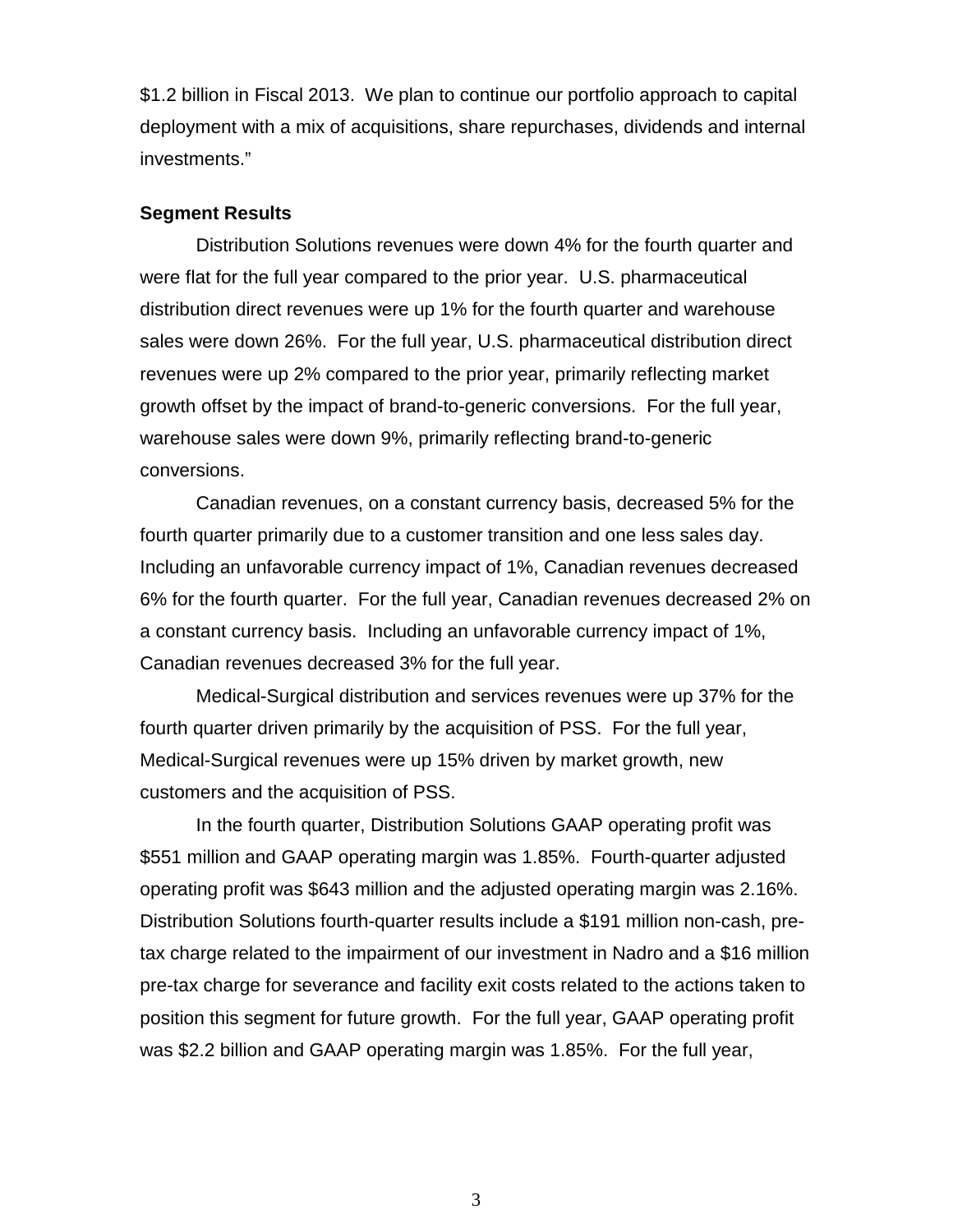$1.2 billion in Fiscal 2013. We plan to continue our portfolio approach to capital deployment with a mix of acquisitions, share repurchases, dividends and internal investments."

**Segment Results**

Distribution Solutions revenues were down 4% for the fourth quarter and were flat for the full year compared to the prior year. U.S. pharmaceutical distribution direct revenues were up 1% for the fourth quarter and warehouse sales were down 26%. For the full year, U.S. pharmaceutical distribution direct revenues were up 2% compared to the prior year, primarily reflecting market growth offset by the impact of brand-to-generic conversions. For the full year, warehouse sales were down 9%, primarily reflecting brand-to-generic conversions.

Canadian revenues, on a constant currency basis, decreased 5% for the fourth quarter primarily due to a customer transition and one less sales day. Including an unfavorable currency impact of 1%, Canadian revenues decreased 6% for the fourth quarter. For the full year, Canadian revenues decreased 2% on a constant currency basis. Including an unfavorable currency impact of 1%, Canadian revenues decreased 3% for the full year.

Medical-Surgical distribution and services revenues were up 37% for the fourth quarter driven primarily by the acquisition of PSS. For the full year, Medical-Surgical revenues were up 15% driven by market growth, new customers and the acquisition of PSS.

In the fourth quarter, Distribution Solutions GAAP operating profit was $551 million and GAAP operating margin was 1.85%. Fourth-quarter adjusted operating profit was $643 million and the adjusted operating margin was 2.16%. Distribution Solutions fourth-quarter results include a $191 million non-cash, pre-tax charge related to the impairment of our investment in Nadro and a $16 million pre-tax charge for severance and facility exit costs related to the actions taken to position this segment for future growth. For the full year, GAAP operating profit was $2.2 billion and GAAP operating margin was 1.85%. For the full year,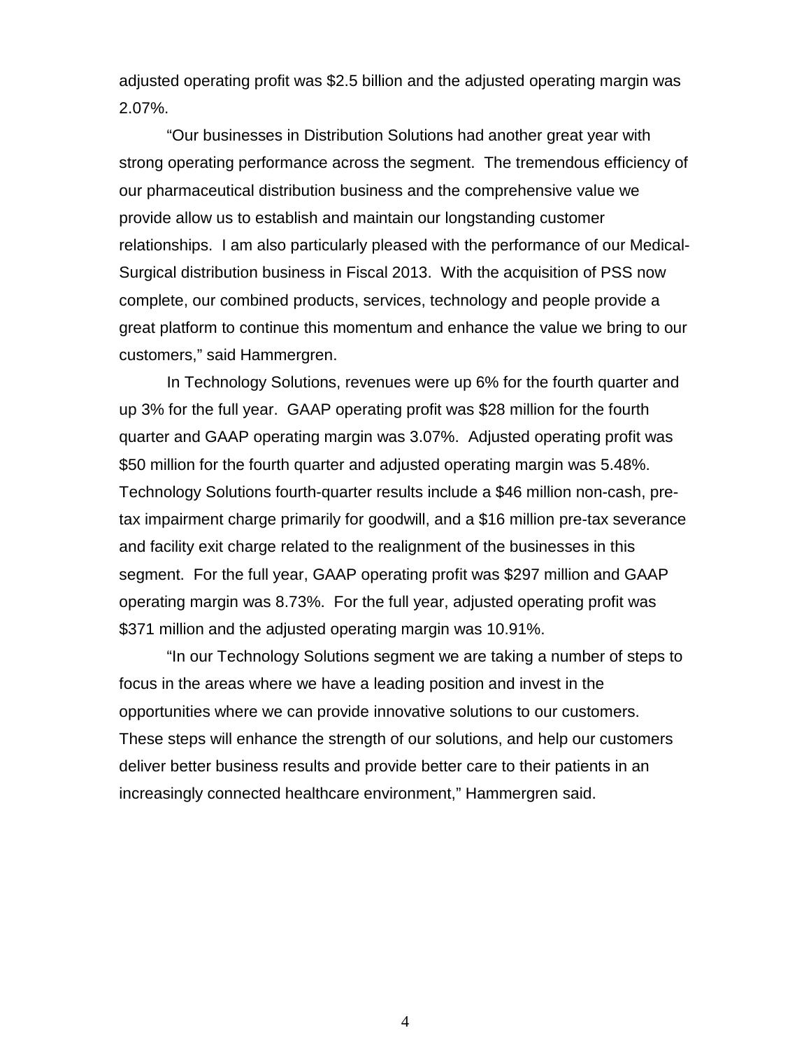adjusted operating profit was $2.5 billion and the adjusted operating margin was 2.07%.

"Our businesses in Distribution Solutions had another great year with strong operating performance across the segment. The tremendous efficiency of our pharmaceutical distribution business and the comprehensive value we provide allow us to establish and maintain our longstanding customer relationships. I am also particularly pleased with the performance of our Medical-Surgical distribution business in Fiscal 2013. With the acquisition of PSS now complete, our combined products, services, technology and people provide a great platform to continue this momentum and enhance the value we bring to our customers," said Hammergren.

In Technology Solutions, revenues were up 6% for the fourth quarter and up 3% for the full year. GAAP operating profit was $28 million for the fourth quarter and GAAP operating margin was 3.07%. Adjusted operating profit was $50 million for the fourth quarter and adjusted operating margin was 5.48%. Technology Solutions fourth-quarter results include a $46 million non-cash, pre-tax impairment charge primarily for goodwill, and a $16 million pre-tax severance and facility exit charge related to the realignment of the businesses in this segment. For the full year, GAAP operating profit was $297 million and GAAP operating margin was 8.73%. For the full year, adjusted operating profit was $371 million and the adjusted operating margin was 10.91%.

"In our Technology Solutions segment we are taking a number of steps to focus in the areas where we have a leading position and invest in the opportunities where we can provide innovative solutions to our customers. These steps will enhance the strength of our solutions, and help our customers deliver better business results and provide better care to their patients in an increasingly connected healthcare environment," Hammergren said.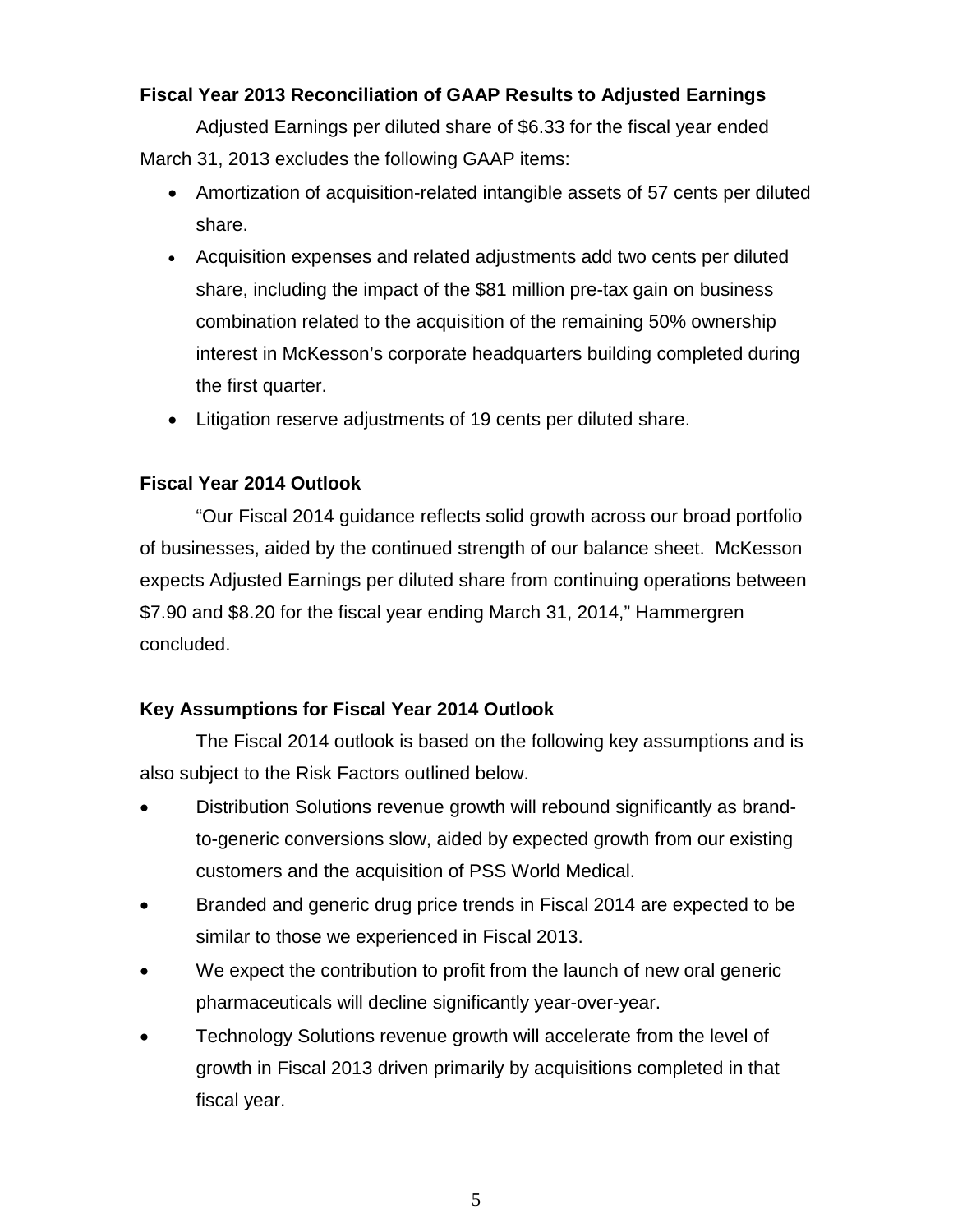**Fiscal Year 2013 Reconciliation of GAAP Results to Adjusted Earnings**

Adjusted Earnings per diluted share of $6.33 for the fiscal year ended March 31, 2013 excludes the following GAAP items:

- Amortization of acquisition-related intangible assets of 57 cents per diluted share.
- Acquisition expenses and related adjustments add two cents per diluted share, including the impact of the $81 million pre-tax gain on business combination related to the acquisition of the remaining 50% ownership interest in McKesson's corporate headquarters building completed during the first quarter.
- Litigation reserve adjustments of 19 cents per diluted share.

**Fiscal Year 2014 Outlook**

"Our Fiscal 2014 guidance reflects solid growth across our broad portfolio of businesses, aided by the continued strength of our balance sheet. McKesson expects Adjusted Earnings per diluted share from continuing operations between $7.90 and $8.20 for the fiscal year ending March 31, 2014," Hammergren concluded.

**Key Assumptions for Fiscal Year 2014 Outlook**

The Fiscal 2014 outlook is based on the following key assumptions and is also subject to the Risk Factors outlined below.

- Distribution Solutions revenue growth will rebound significantly as brand-to-generic conversions slow, aided by expected growth from our existing customers and the acquisition of PSS World Medical.
- Branded and generic drug price trends in Fiscal 2014 are expected to be similar to those we experienced in Fiscal 2013.
- We expect the contribution to profit from the launch of new oral generic pharmaceuticals will decline significantly year-over-year.
- Technology Solutions revenue growth will accelerate from the level of growth in Fiscal 2013 driven primarily by acquisitions completed in that fiscal year.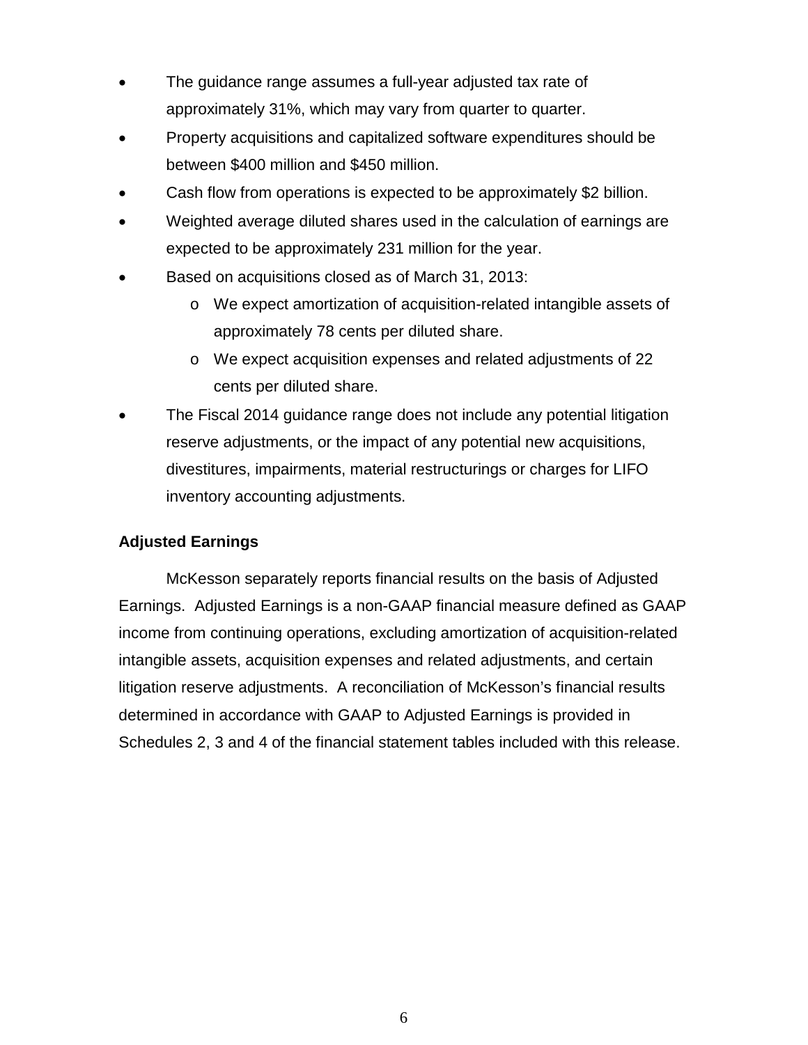- The guidance range assumes a full-year adjusted tax rate of approximately 31%, which may vary from quarter to quarter.
- Property acquisitions and capitalized software expenditures should be between $400 million and $450 million.
- Cash flow from operations is expected to be approximately $2 billion.
- Weighted average diluted shares used in the calculation of earnings are expected to be approximately 231 million for the year.
- Based on acquisitions closed as of March 31, 2013:
  - We expect amortization of acquisition-related intangible assets of approximately 78 cents per diluted share.
  - We expect acquisition expenses and related adjustments of 22 cents per diluted share.
- The Fiscal 2014 guidance range does not include any potential litigation reserve adjustments, or the impact of any potential new acquisitions, divestitures, impairments, material restructurings or charges for LIFO inventory accounting adjustments.

**Adjusted Earnings**

McKesson separately reports financial results on the basis of Adjusted Earnings. Adjusted Earnings is a non-GAAP financial measure defined as GAAP income from continuing operations, excluding amortization of acquisition-related intangible assets, acquisition expenses and related adjustments, and certain litigation reserve adjustments. A reconciliation of McKesson's financial results determined in accordance with GAAP to Adjusted Earnings is provided in Schedules 2, 3 and 4 of the financial statement tables included with this release.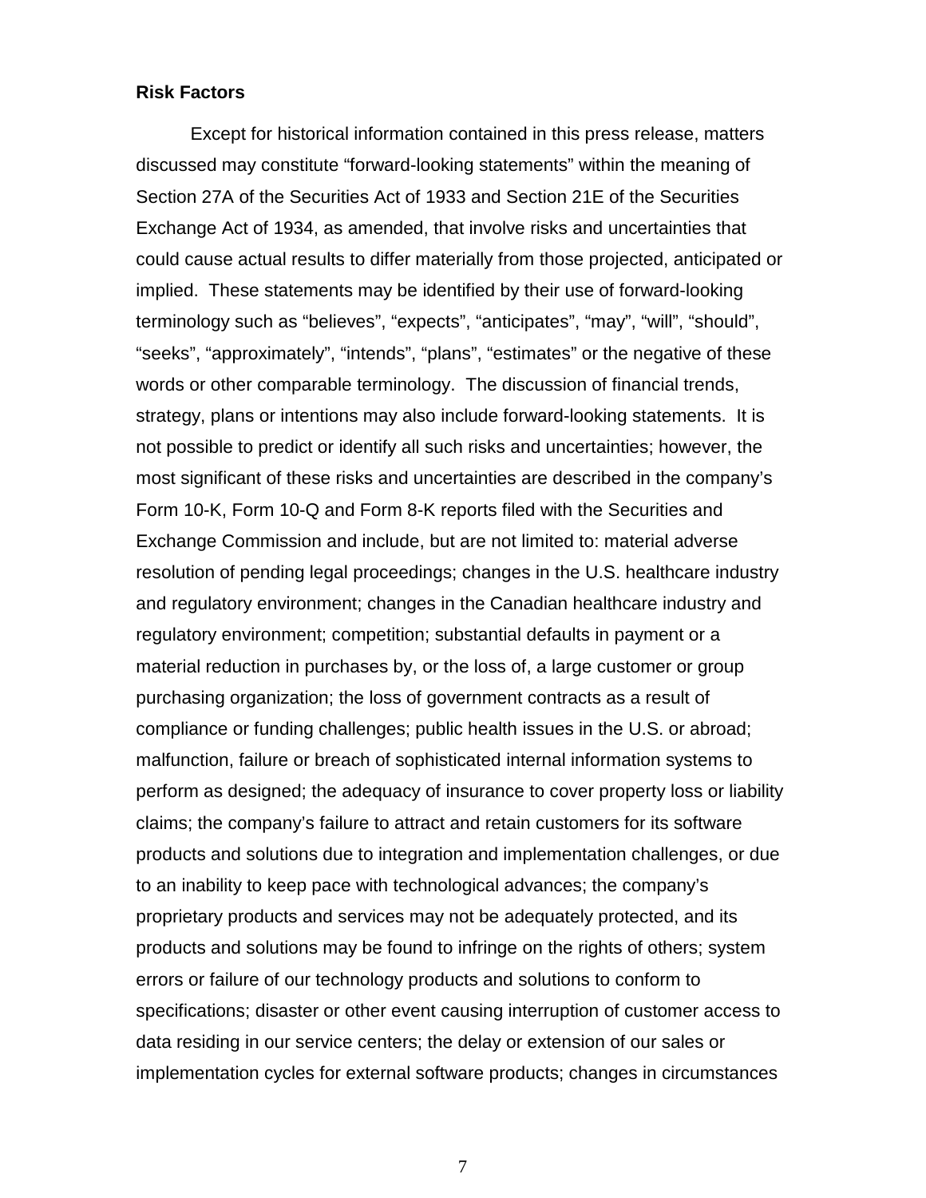**Risk Factors**

Except for historical information contained in this press release, matters discussed may constitute "forward-looking statements" within the meaning of Section 27A of the Securities Act of 1933 and Section 21E of the Securities Exchange Act of 1934, as amended, that involve risks and uncertainties that could cause actual results to differ materially from those projected, anticipated or implied. These statements may be identified by their use of forward-looking terminology such as "believes", "expects", "anticipates", "may", "will", "should", "seeks", "approximately", "intends", "plans", "estimates" or the negative of these words or other comparable terminology. The discussion of financial trends, strategy, plans or intentions may also include forward-looking statements. It is not possible to predict or identify all such risks and uncertainties; however, the most significant of these risks and uncertainties are described in the company's Form 10-K, Form 10-Q and Form 8-K reports filed with the Securities and Exchange Commission and include, but are not limited to: material adverse resolution of pending legal proceedings; changes in the U.S. healthcare industry and regulatory environment; changes in the Canadian healthcare industry and regulatory environment; competition; substantial defaults in payment or a material reduction in purchases by, or the loss of, a large customer or group purchasing organization; the loss of government contracts as a result of compliance or funding challenges; public health issues in the U.S. or abroad; malfunction, failure or breach of sophisticated internal information systems to perform as designed; the adequacy of insurance to cover property loss or liability claims; the company's failure to attract and retain customers for its software products and solutions due to integration and implementation challenges, or due to an inability to keep pace with technological advances; the company's proprietary products and services may not be adequately protected, and its products and solutions may be found to infringe on the rights of others; system errors or failure of our technology products and solutions to conform to specifications; disaster or other event causing interruption of customer access to data residing in our service centers; the delay or extension of our sales or implementation cycles for external software products; changes in circumstances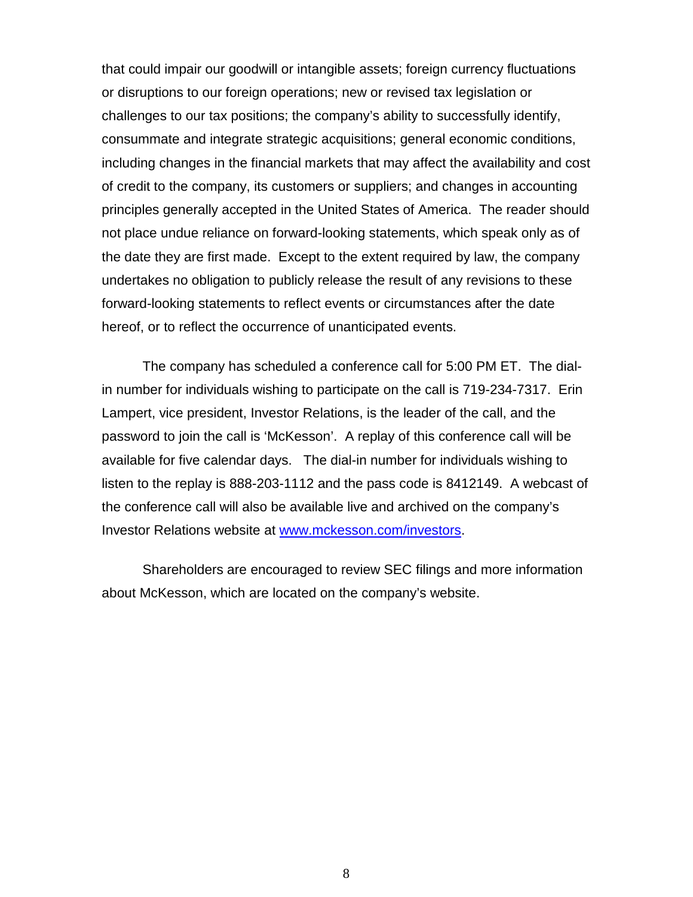that could impair our goodwill or intangible assets; foreign currency fluctuations or disruptions to our foreign operations; new or revised tax legislation or challenges to our tax positions; the company's ability to successfully identify, consummate and integrate strategic acquisitions; general economic conditions, including changes in the financial markets that may affect the availability and cost of credit to the company, its customers or suppliers; and changes in accounting principles generally accepted in the United States of America. The reader should not place undue reliance on forward-looking statements, which speak only as of the date they are first made. Except to the extent required by law, the company undertakes no obligation to publicly release the result of any revisions to these forward-looking statements to reflect events or circumstances after the date hereof, or to reflect the occurrence of unanticipated events.

The company has scheduled a conference call for 5:00 PM ET. The dial-in number for individuals wishing to participate on the call is 719-234-7317. Erin Lampert, vice president, Investor Relations, is the leader of the call, and the password to join the call is 'McKesson'. A replay of this conference call will be available for five calendar days. The dial-in number for individuals wishing to listen to the replay is 888-203-1112 and the pass code is 8412149. A webcast of the conference call will also be available live and archived on the company's Investor Relations website at www.mckesson.com/investors.

Shareholders are encouraged to review SEC filings and more information about McKesson, which are located on the company's website.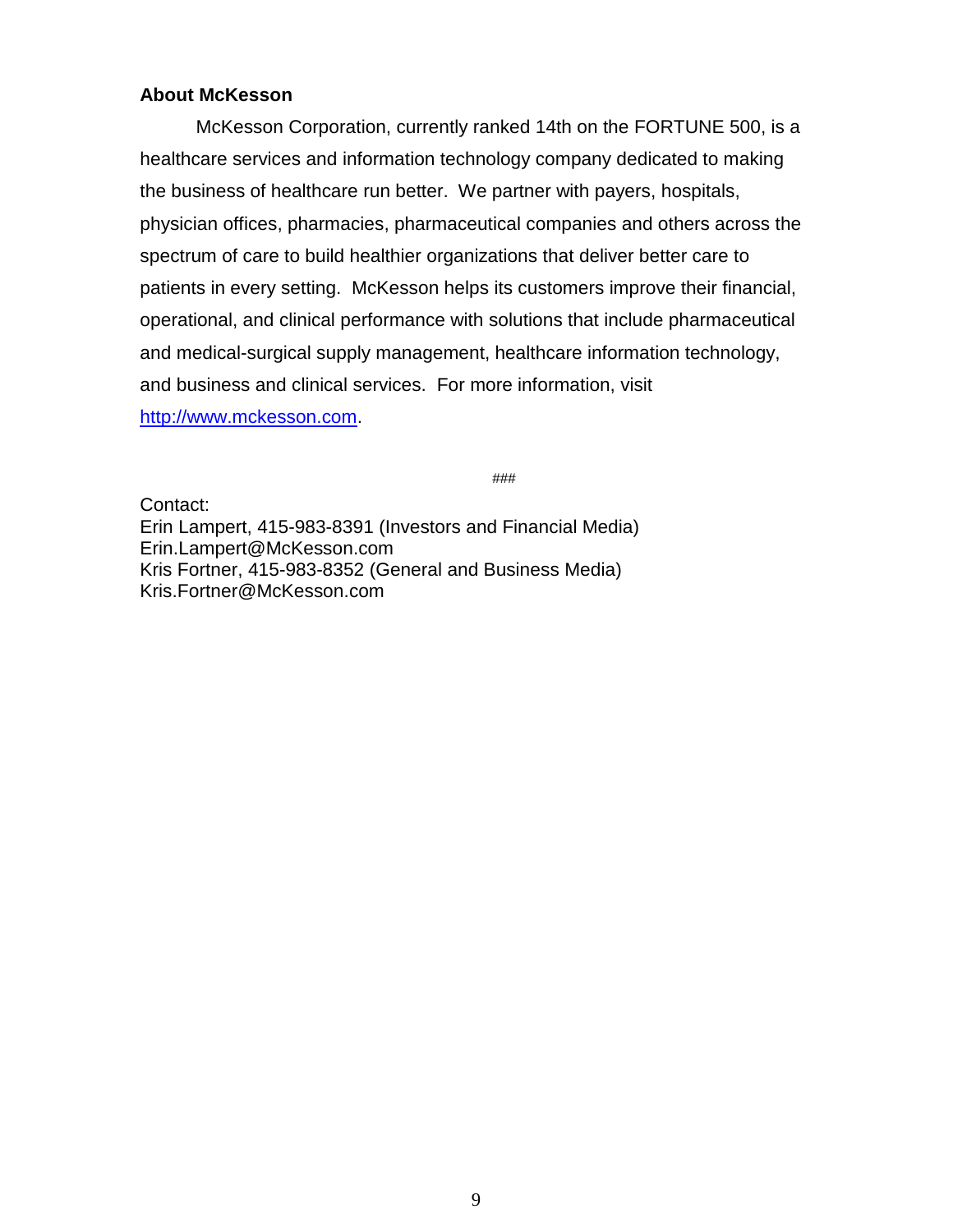**About McKesson**

McKesson Corporation, currently ranked 14th on the FORTUNE 500, is a healthcare services and information technology company dedicated to making the business of healthcare run better. We partner with payers, hospitals, physician offices, pharmacies, pharmaceutical companies and others across the spectrum of care to build healthier organizations that deliver better care to patients in every setting. McKesson helps its customers improve their financial, operational, and clinical performance with solutions that include pharmaceutical and medical-surgical supply management, healthcare information technology, and business and clinical services. For more information, visit [http://www.mckesson.com](http://www.mckesson.com).

###

Contact:
Erin Lampert, 415-983-8391 (Investors and Financial Media)
Erin.Lampert@McKesson.com
Kris Fortner, 415-983-8352 (General and Business Media)
Kris.Fortner@McKesson.com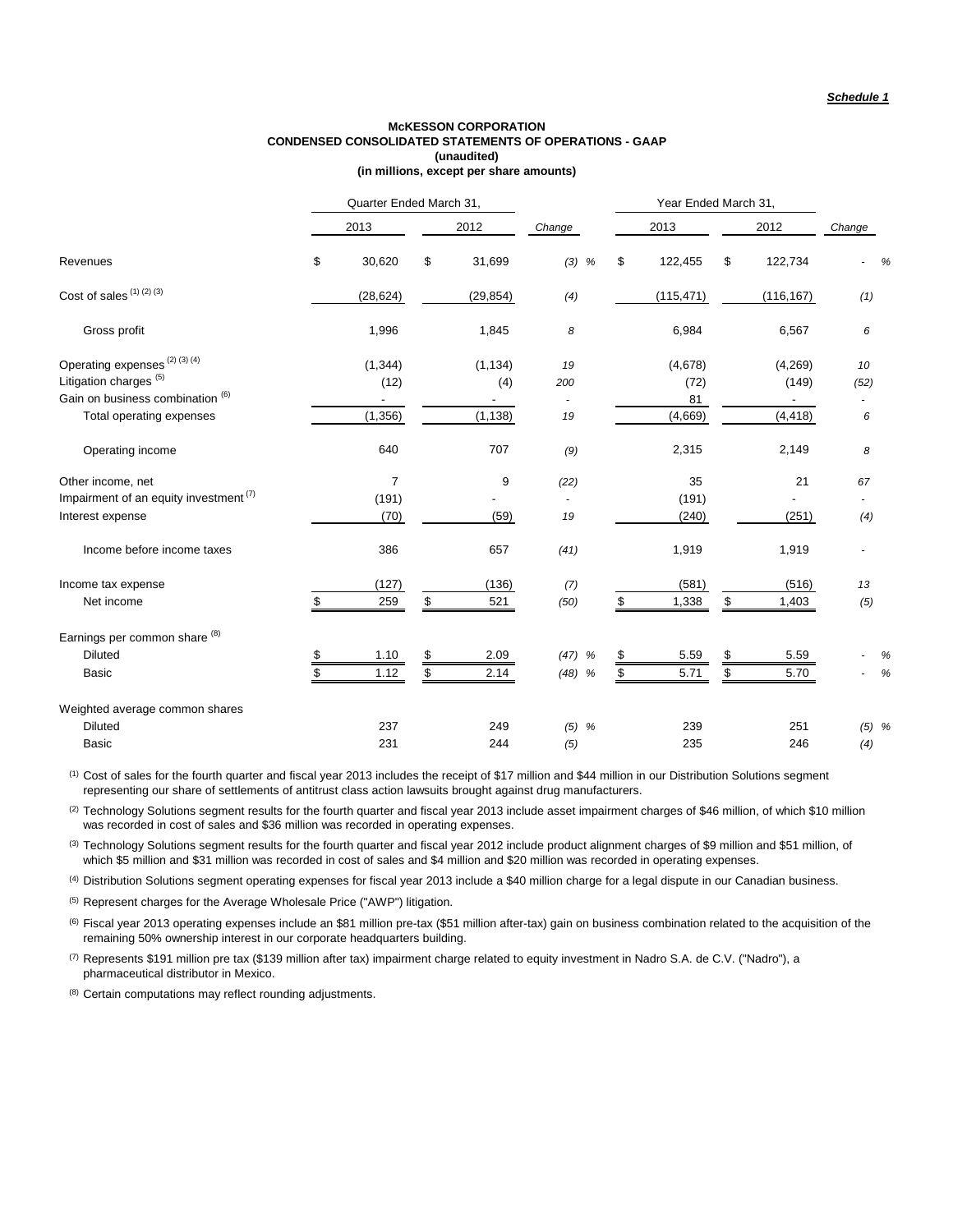*Schedule 1*

**McKESSON CORPORATION**
**CONDENSED CONSOLIDATED STATEMENTS OF OPERATIONS - GAAP**
**(unaudited)**
**(in millions, except per share amounts)**

| | Quarter Ended March 31, | | | Year Ended March 31, | | |
|---|---|---|---|---|---|---|
| | 2013 | 2012 | Change | 2013 | 2012 | Change |
| Revenues | $ 30,620 | $ 31,699 | (3) % | $ 122,455 | $ 122,734 | - % |
| Cost of sales [1] [2] [3] | (28,624) | (29,854) | (4) | (115,471) | (116,167) | (1) |
| Gross profit | 1,996 | 1,845 | 8 | 6,984 | 6,567 | 6 |
| Operating expenses [2] [3] [4] | (1,344) | (1,134) | 19 | (4,678) | (4,269) | 10 |
| Litigation charges [5] | (12) | (4) | 200 | (72) | (149) | (52) |
| Gain on business combination [6] | - | - | - | 81 | - | - |
| Total operating expenses | (1,356) | (1,138) | 19 | (4,669) | (4,418) | 6 |
| Operating income | 640 | 707 | (9) | 2,315 | 2,149 | 8 |
| Other income, net | 7 | 9 | (22) | 35 | 21 | 67 |
| Impairment of an equity investment [7] | (191) | - | - | (191) | - | - |
| Interest expense | (70) | (59) | 19 | (240) | (251) | (4) |
| Income before income taxes | 386 | 657 | (41) | 1,919 | 1,919 | - |
| Income tax expense | (127) | (136) | (7) | (581) | (516) | 13 |
| Net income | $ 259 | $ 521 | (50) | $ 1,338 | $ 1,403 | (5) |
| Earnings per common share [8] | | | | | | |
| Diluted | $ 1.10 | $ 2.09 | (47) % | $ 5.59 | $ 5.59 | - % |
| Basic | $ 1.12 | $ 2.14 | (48) % | $ 5.71 | $ 5.70 | - % |
| Weighted average common shares | | | | | | |
| Diluted | 237 | 249 | (5) % | 239 | 251 | (5) % |
| Basic | 231 | 244 | (5) | 235 | 246 | (4) |

(1) Cost of sales for the fourth quarter and fiscal year 2013 includes the receipt of $17 million and $44 million in our Distribution Solutions segment representing our share of settlements of antitrust class action lawsuits brought against drug manufacturers.

(2) Technology Solutions segment results for the fourth quarter and fiscal year 2013 include asset impairment charges of $46 million, of which $10 million was recorded in cost of sales and $36 million was recorded in operating expenses.

(3) Technology Solutions segment results for the fourth quarter and fiscal year 2012 include product alignment charges of $9 million and $51 million, of which $5 million and $31 million was recorded in cost of sales and $4 million and $20 million was recorded in operating expenses.

(4) Distribution Solutions segment operating expenses for fiscal year 2013 include a $40 million charge for a legal dispute in our Canadian business.

(5) Represent charges for the Average Wholesale Price ("AWP") litigation.

(6) Fiscal year 2013 operating expenses include an $81 million pre-tax ($51 million after-tax) gain on business combination related to the acquisition of the remaining 50% ownership interest in our corporate headquarters building.

(7) Represents $191 million pre tax ($139 million after tax) impairment charge related to equity investment in Nadro S.A. de C.V. ("Nadro"), a pharmaceutical distributor in Mexico.

(8) Certain computations may reflect rounding adjustments.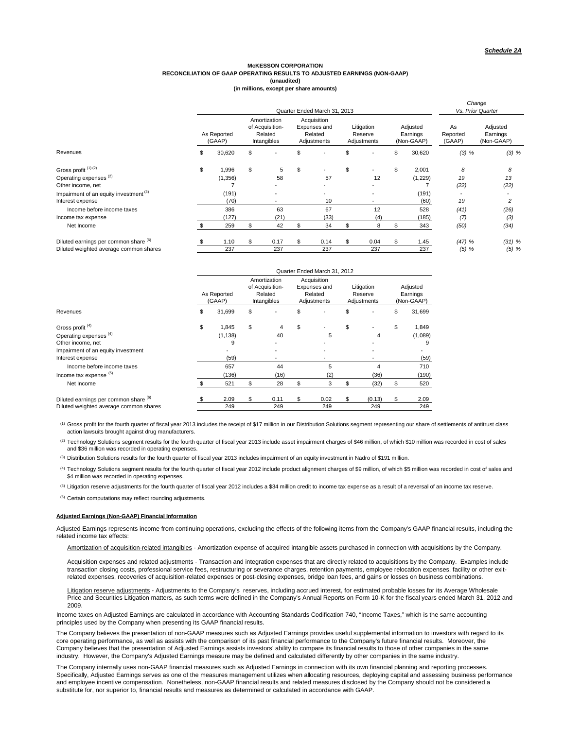*Schedule 2A*

**McKESSON CORPORATION**
**RECONCILIATION OF GAAP OPERATING RESULTS TO ADJUSTED EARNINGS (NON-GAAP)**
**(unaudited)**
**(in millions, except per share amounts)**

| | Quarter Ended March 31, 2013 | | | | | Change Vs. Prior Quarter | |
|---|---|---|---|---|---|---|---|
| | As Reported (GAAP) | Amortization of Acquisition-Related Intangibles | Acquisition Expenses and Related Adjustments | Litigation Reserve Adjustments | Adjusted Earnings (Non-GAAP) | As Reported (GAAP) | Adjusted Earnings (Non-GAAP) |
| Revenues | $ 30,620 | $ - | $ - | $ - | $ 30,620 | (3) % | (3) % |
| Gross profit [(1) (2)] | $ 1,996 | $ 5 | $ - | $ - | $ 2,001 | 8 | 8 |
| Operating expenses [(2)] | (1,356) | 58 | 57 | 12 | (1,229) | 19 | 13 |
| Other income, net | 7 | - | - | - | 7 | (22) | (22) |
| Impairment of an equity investment [(3)] | (191) | - | - | - | (191) | - | - |
| Interest expense | (70) | - | 10 | - | (60) | 19 | 2 |
| Income before income taxes | 386 | 63 | 67 | 12 | 528 | (41) | (26) |
| Income tax expense | (127) | (21) | (33) | (4) | (185) | (7) | (3) |
| Net Income | $ 259 | $ 42 | $ 34 | $ 8 | $ 343 | (50) | (34) |
| Diluted earnings per common share [(6)] | $ 1.10 | $ 0.17 | $ 0.14 | $ 0.04 | $ 1.45 | (47) % | (31) % |
| Diluted weighted average common shares | 237 | 237 | 237 | 237 | 237 | (5) % | (5) % |

| | Quarter Ended March 31, 2012 | | | | |
|---|---|---|---|---|---|
| | As Reported (GAAP) | Amortization of Acquisition-Related Intangibles | Acquisition Expenses and Related Adjustments | Litigation Reserve Adjustments | Adjusted Earnings (Non-GAAP) |
| Revenues | $ 31,699 | $ - | $ - | $ - | $ 31,699 |
| Gross profit [(4)] | $ 1,845 | $ 4 | $ - | $ - | $ 1,849 |
| Operating expenses [(4)] | (1,138) | 40 | 5 | 4 | (1,089) |
| Other income, net | 9 | - | - | - | 9 |
| Impairment of an equity investment | - | - | - | - | - |
| Interest expense | (59) | - | - | - | (59) |
| Income before income taxes | 657 | 44 | 5 | 4 | 710 |
| Income tax expense [(5)] | (136) | (16) | (2) | (36) | (190) |
| Net Income | $ 521 | $ 28 | $ 3 | $ (32) | $ 520 |
| Diluted earnings per common share [(6)] | $ 2.09 | $ 0.11 | $ 0.02 | $ (0.13) | $ 2.09 |
| Diluted weighted average common shares | 249 | 249 | 249 | 249 | 249 |

(1) Gross profit for the fourth quarter of fiscal year 2013 includes the receipt of $17 million in our Distribution Solutions segment representing our share of settlements of antitrust class action lawsuits brought against drug manufacturers.

(2) Technology Solutions segment results for the fourth quarter of fiscal year 2013 include asset impairment charges of $46 million, of which $10 million was recorded in cost of sales and $36 million was recorded in operating expenses.

(3) Distribution Solutions results for the fourth quarter of fiscal year 2013 includes impairment of an equity investment in Nadro of $191 million.

(4) Technology Solutions segment results for the fourth quarter of fiscal year 2012 include product alignment charges of $9 million, of which $5 million was recorded in cost of sales and $4 million was recorded in operating expenses.

(5) Litigation reserve adjustments for the fourth quarter of fiscal year 2012 includes a $34 million credit to income tax expense as a result of a reversal of an income tax reserve.

(6) Certain computations may reflect rounding adjustments.

**Adjusted Earnings (Non-GAAP) Financial Information**

Adjusted Earnings represents income from continuing operations, excluding the effects of the following items from the Company's GAAP financial results, including the related income tax effects:

Amortization of acquisition-related intangibles - Amortization expense of acquired intangible assets purchased in connection with acquisitions by the Company.

Acquisition expenses and related adjustments - Transaction and integration expenses that are directly related to acquisitions by the Company. Examples include transaction closing costs, professional service fees, restructuring or severance charges, retention payments, employee relocation expenses, facility or other exit-related expenses, recoveries of acquisition-related expenses or post-closing expenses, bridge loan fees, and gains or losses on business combinations.

Litigation reserve adjustments - Adjustments to the Company's reserves, including accrued interest, for estimated probable losses for its Average Wholesale Price and Securities Litigation matters, as such terms were defined in the Company's Annual Reports on Form 10-K for the fiscal years ended March 31, 2012 and 2009.

Income taxes on Adjusted Earnings are calculated in accordance with Accounting Standards Codification 740, "Income Taxes," which is the same accounting principles used by the Company when presenting its GAAP financial results.

The Company believes the presentation of non-GAAP measures such as Adjusted Earnings provides useful supplemental information to investors with regard to its core operating performance, as well as assists with the comparison of its past financial performance to the Company's future financial results. Moreover, the Company believes that the presentation of Adjusted Earnings assists investors' ability to compare its financial results to those of other companies in the same industry. However, the Company's Adjusted Earnings measure may be defined and calculated differently by other companies in the same industry.

The Company internally uses non-GAAP financial measures such as Adjusted Earnings in connection with its own financial planning and reporting processes. Specifically, Adjusted Earnings serves as one of the measures management utilizes when allocating resources, deploying capital and assessing business performance and employee incentive compensation. Nonetheless, non-GAAP financial results and related measures disclosed by the Company should not be considered a substitute for, nor superior to, financial results and measures as determined or calculated in accordance with GAAP.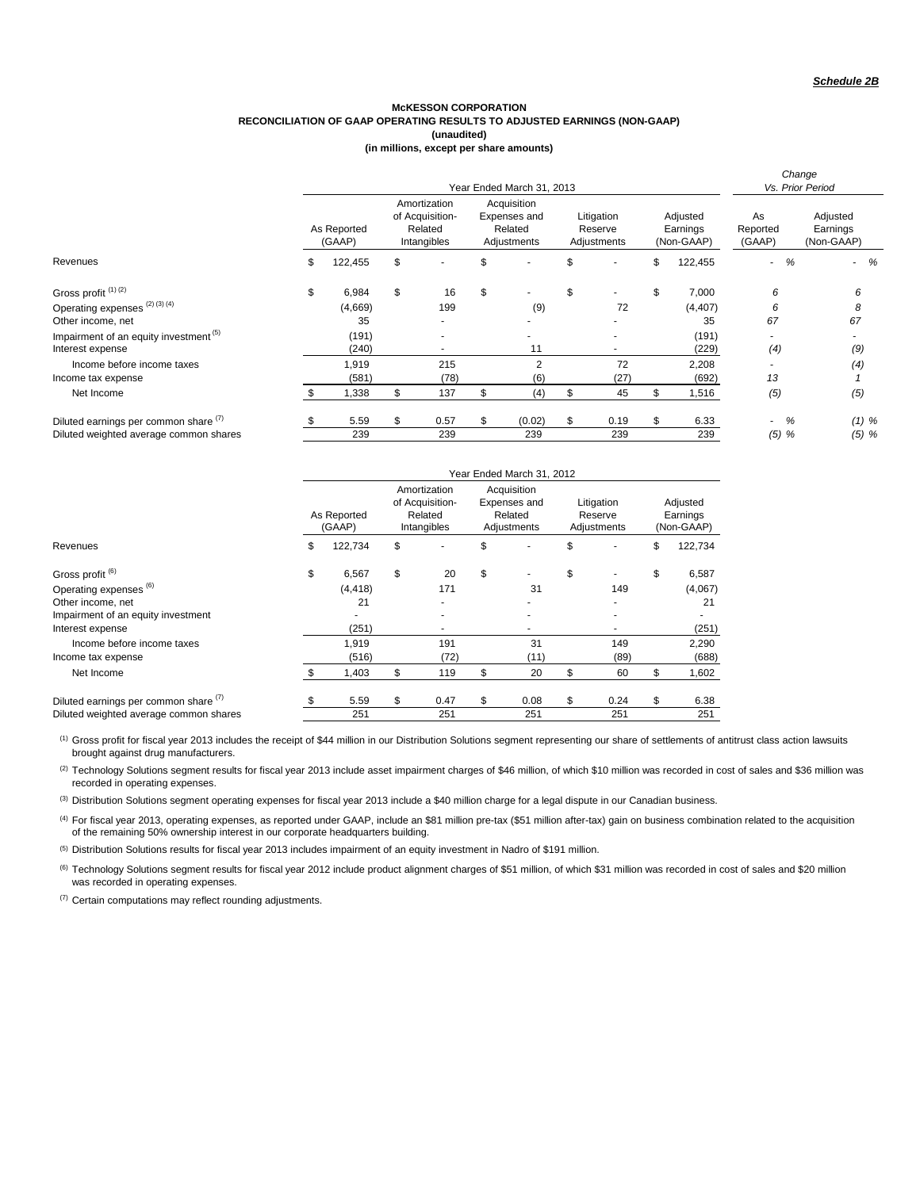*Schedule 2B*

**McKESSON CORPORATION**
**RECONCILIATION OF GAAP OPERATING RESULTS TO ADJUSTED EARNINGS (NON-GAAP)**
**(unaudited)**
**(in millions, except per share amounts)**

| | Year Ended March 31, 2013 | | | | | Change Vs. Prior Period | |
|---|---|---|---|---|---|---|---|
| | As Reported (GAAP) | Amortization of Acquisition-Related Intangibles | Acquisition Expenses and Related Adjustments | Litigation Reserve Adjustments | Adjusted Earnings (Non-GAAP) | As Reported (GAAP) | Adjusted Earnings (Non-GAAP) |
| Revenues | $ 122,455 | $ - | $ - | $ - | $ 122,455 | - % | - % |
| Gross profit [(1) (2)] | $ 6,984 | $ 16 | $ - | $ - | $ 7,000 | 6 | 6 |
| Operating expenses [(2) (3) (4)] | (4,669) | 199 | (9) | 72 | (4,407) | 6 | 8 |
| Other income, net | 35 | - | - | - | 35 | 67 | 67 |
| Impairment of an equity investment [(5)] | (191) | - | - | - | (191) | - | - |
| Interest expense | (240) | - | 11 | - | (229) | (4) | (9) |
| Income before income taxes | 1,919 | 215 | 2 | 72 | 2,208 | - | (4) |
| Income tax expense | (581) | (78) | (6) | (27) | (692) | 13 | 1 |
| Net Income | $ 1,338 | $ 137 | $ (4) | $ 45 | $ 1,516 | (5) | (5) |
| Diluted earnings per common share [(7)] | $ 5.59 | $ 0.57 | $ (0.02) | $ 0.19 | $ 6.33 | - % | (1) % |
| Diluted weighted average common shares | 239 | 239 | 239 | 239 | 239 | (5) % | (5) % |

| | Year Ended March 31, 2012 | | | | |
|---|---|---|---|---|---|
| | As Reported (GAAP) | Amortization of Acquisition-Related Intangibles | Acquisition Expenses and Related Adjustments | Litigation Reserve Adjustments | Adjusted Earnings (Non-GAAP) |
| Revenues | $ 122,734 | $ - | $ - | $ - | $ 122,734 |
| Gross profit [(6)] | $ 6,567 | $ 20 | $ - | $ - | $ 6,587 |
| Operating expenses [(6)] | (4,418) | 171 | 31 | 149 | (4,067) |
| Other income, net | 21 | - | - | - | 21 |
| Impairment of an equity investment | - | - | - | - | - |
| Interest expense | (251) | - | - | - | (251) |
| Income before income taxes | 1,919 | 191 | 31 | 149 | 2,290 |
| Income tax expense | (516) | (72) | (11) | (89) | (688) |
| Net Income | $ 1,403 | $ 119 | $ 20 | $ 60 | $ 1,602 |
| Diluted earnings per common share [(7)] | $ 5.59 | $ 0.47 | $ 0.08 | $ 0.24 | $ 6.38 |
| Diluted weighted average common shares | 251 | 251 | 251 | 251 | 251 |

(1) Gross profit for fiscal year 2013 includes the receipt of $44 million in our Distribution Solutions segment representing our share of settlements of antitrust class action lawsuits brought against drug manufacturers.

(2) Technology Solutions segment results for fiscal year 2013 include asset impairment charges of $46 million, of which $10 million was recorded in cost of sales and $36 million was recorded in operating expenses.

(3) Distribution Solutions segment operating expenses for fiscal year 2013 include a $40 million charge for a legal dispute in our Canadian business.

(4) For fiscal year 2013, operating expenses, as reported under GAAP, include an $81 million pre-tax ($51 million after-tax) gain on business combination related to the acquisition of the remaining 50% ownership interest in our corporate headquarters building.

(5) Distribution Solutions results for fiscal year 2013 includes impairment of an equity investment in Nadro of $191 million.

(6) Technology Solutions segment results for fiscal year 2012 include product alignment charges of $51 million, of which $31 million was recorded in cost of sales and $20 million was recorded in operating expenses.

(7) Certain computations may reflect rounding adjustments.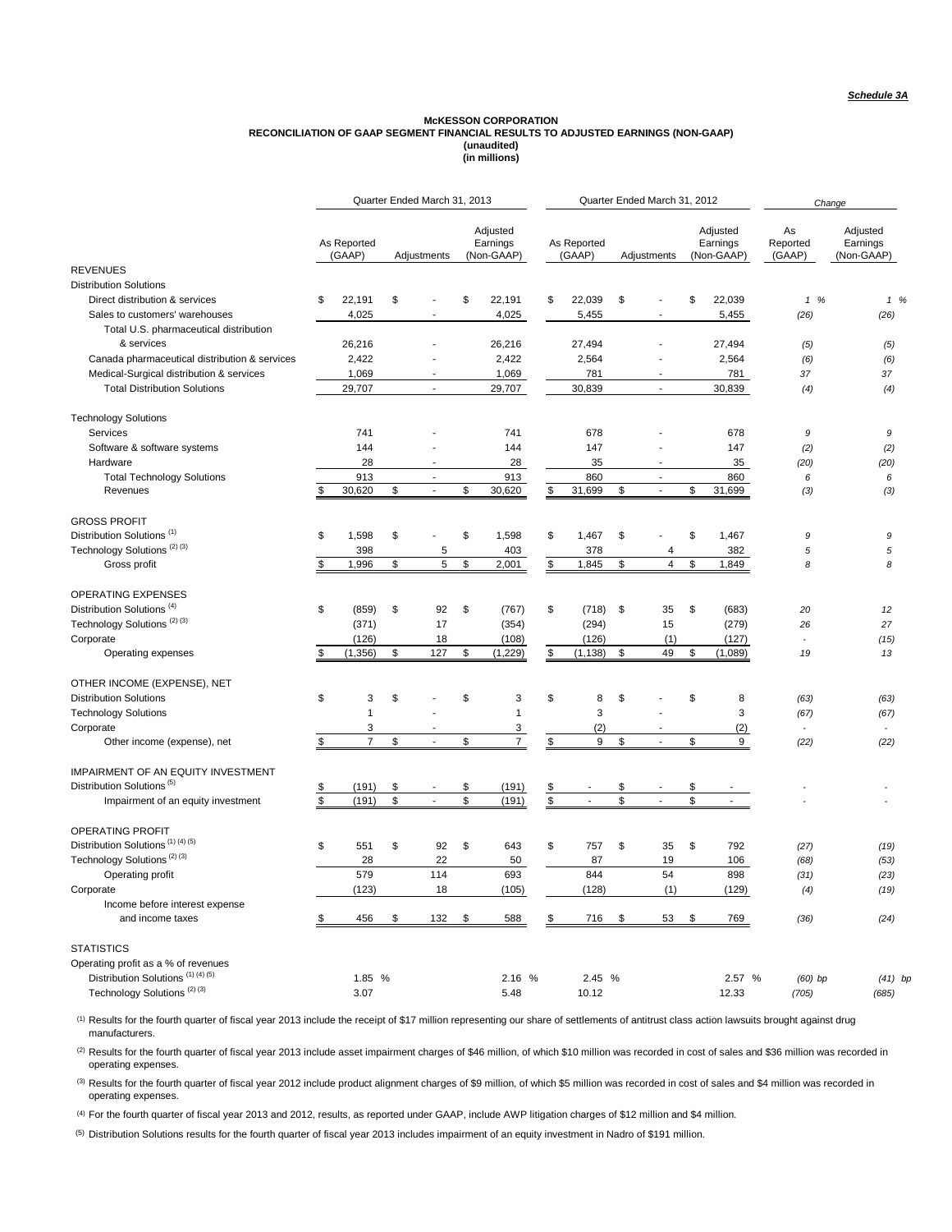*Schedule 3A*

**McKESSON CORPORATION**
**RECONCILIATION OF GAAP SEGMENT FINANCIAL RESULTS TO ADJUSTED EARNINGS (NON-GAAP)**
**(unaudited)**
**(in millions)**

| | Quarter Ended March 31, 2013 | | | Quarter Ended March 31, 2012 | | | *Change* | |
|---|---|---|---|---|---|---|---|---|
| | As Reported (GAAP) | Adjustments | Adjusted Earnings (Non-GAAP) | As Reported (GAAP) | Adjustments | Adjusted Earnings (Non-GAAP) | As Reported (GAAP) | Adjusted Earnings (Non-GAAP) |
| **REVENUES** | | | | | | | | |
| Distribution Solutions | | | | | | | | |
| Direct distribution & services | $ 22,191 | $ - | $ 22,191 | $ 22,039 | $ - | $ 22,039 | *1 %* | *1 %* |
| Sales to customers' warehouses | 4,025 | - | 4,025 | 5,455 | - | 5,455 | *(26)* | *(26)* |
| Total U.S. pharmaceutical distribution & services | 26,216 | - | 26,216 | 27,494 | - | 27,494 | *(5)* | *(5)* |
| Canada pharmaceutical distribution & services | 2,422 | - | 2,422 | 2,564 | - | 2,564 | *(6)* | *(6)* |
| Medical-Surgical distribution & services | 1,069 | - | 1,069 | 781 | - | 781 | *37* | *37* |
| Total Distribution Solutions | 29,707 | - | 29,707 | 30,839 | - | 30,839 | *(4)* | *(4)* |
| | | | | | | | | |
| Technology Solutions | | | | | | | | |
| Services | 741 | - | 741 | 678 | - | 678 | *9* | *9* |
| Software & software systems | 144 | - | 144 | 147 | - | 147 | *(2)* | *(2)* |
| Hardware | 28 | - | 28 | 35 | - | 35 | *(20)* | *(20)* |
| Total Technology Solutions | 913 | - | 913 | 860 | - | 860 | *6* | *6* |
| Revenues | $ 30,620 | $ - | $ 30,620 | $ 31,699 | $ - | $ 31,699 | *(3)* | *(3)* |
| | | | | | | | | |
| **GROSS PROFIT** | | | | | | | | |
| Distribution Solutions (1) | $ 1,598 | $ - | $ 1,598 | $ 1,467 | $ - | $ 1,467 | *9* | *9* |
| Technology Solutions (2) (3) | 398 | 5 | 403 | 378 | 4 | 382 | *5* | *5* |
| Gross profit | $ 1,996 | $ 5 | $ 2,001 | $ 1,845 | $ 4 | $ 1,849 | *8* | *8* |
| | | | | | | | | |
| **OPERATING EXPENSES** | | | | | | | | |
| Distribution Solutions (4) | $ (859) | $ 92 | $ (767) | $ (718) | $ 35 | $ (683) | *20* | *12* |
| Technology Solutions (2) (3) | (371) | 17 | (354) | (294) | 15 | (279) | *26* | *27* |
| Corporate | (126) | 18 | (108) | (126) | (1) | (127) | *-* | *(15)* |
| Operating expenses | $ (1,356) | $ 127 | $ (1,229) | $ (1,138) | $ 49 | $ (1,089) | *19* | *13* |
| | | | | | | | | |
| **OTHER INCOME (EXPENSE), NET** | | | | | | | | |
| Distribution Solutions | $ 3 | $ - | $ 3 | $ 8 | $ - | $ 8 | *(63)* | *(63)* |
| Technology Solutions | 1 | - | 1 | 3 | - | 3 | *(67)* | *(67)* |
| Corporate | 3 | - | 3 | (2) | - | (2) | *-* | *-* |
| Other income (expense), net | $ 7 | $ - | $ 7 | $ 9 | $ - | $ 9 | *(22)* | *(22)* |
| | | | | | | | | |
| **IMPAIRMENT OF AN EQUITY INVESTMENT** | | | | | | | | |
| Distribution Solutions (5) | $ (191) | $ - | $ (191) | $ - | $ - | $ - | - | - |
| Impairment of an equity investment | $ (191) | $ - | $ (191) | $ - | $ - | $ - | - | - |
| | | | | | | | | |
| **OPERATING PROFIT** | | | | | | | | |
| Distribution Solutions (1) (4) (5) | $ 551 | $ 92 | $ 643 | $ 757 | $ 35 | $ 792 | *(27)* | *(19)* |
| Technology Solutions (2) (3) | 28 | 22 | 50 | 87 | 19 | 106 | *(68)* | *(53)* |
| Operating profit | 579 | 114 | 693 | 844 | 54 | 898 | *(31)* | *(23)* |
| Corporate | (123) | 18 | (105) | (128) | (1) | (129) | *(4)* | *(19)* |
| Income before interest expense and income taxes | $ 456 | $ 132 | $ 588 | $ 716 | $ 53 | $ 769 | *(36)* | *(24)* |
| | | | | | | | | |
| **STATISTICS** | | | | | | | | |
| Operating profit as a % of revenues | | | | | | | | |
| Distribution Solutions (1) (4) (5) | 1.85 % | | 2.16 % | 2.45 % | | 2.57 % | *(60) bp* | *(41) bp* |
| Technology Solutions (2) (3) | 3.07 | | 5.48 | 10.12 | | 12.33 | *(705)* | *(685)* |

(1) Results for the fourth quarter of fiscal year 2013 include the receipt of $17 million representing our share of settlements of antitrust class action lawsuits brought against drug manufacturers.

(2) Results for the fourth quarter of fiscal year 2013 include asset impairment charges of $46 million, of which $10 million was recorded in cost of sales and $36 million was recorded in operating expenses.

(3) Results for the fourth quarter of fiscal year 2012 include product alignment charges of $9 million, of which $5 million was recorded in cost of sales and $4 million was recorded in operating expenses.

(4) For the fourth quarter of fiscal year 2013 and 2012, results, as reported under GAAP, include AWP litigation charges of $12 million and $4 million.

(5) Distribution Solutions results for the fourth quarter of fiscal year 2013 includes impairment of an equity investment in Nadro of $191 million.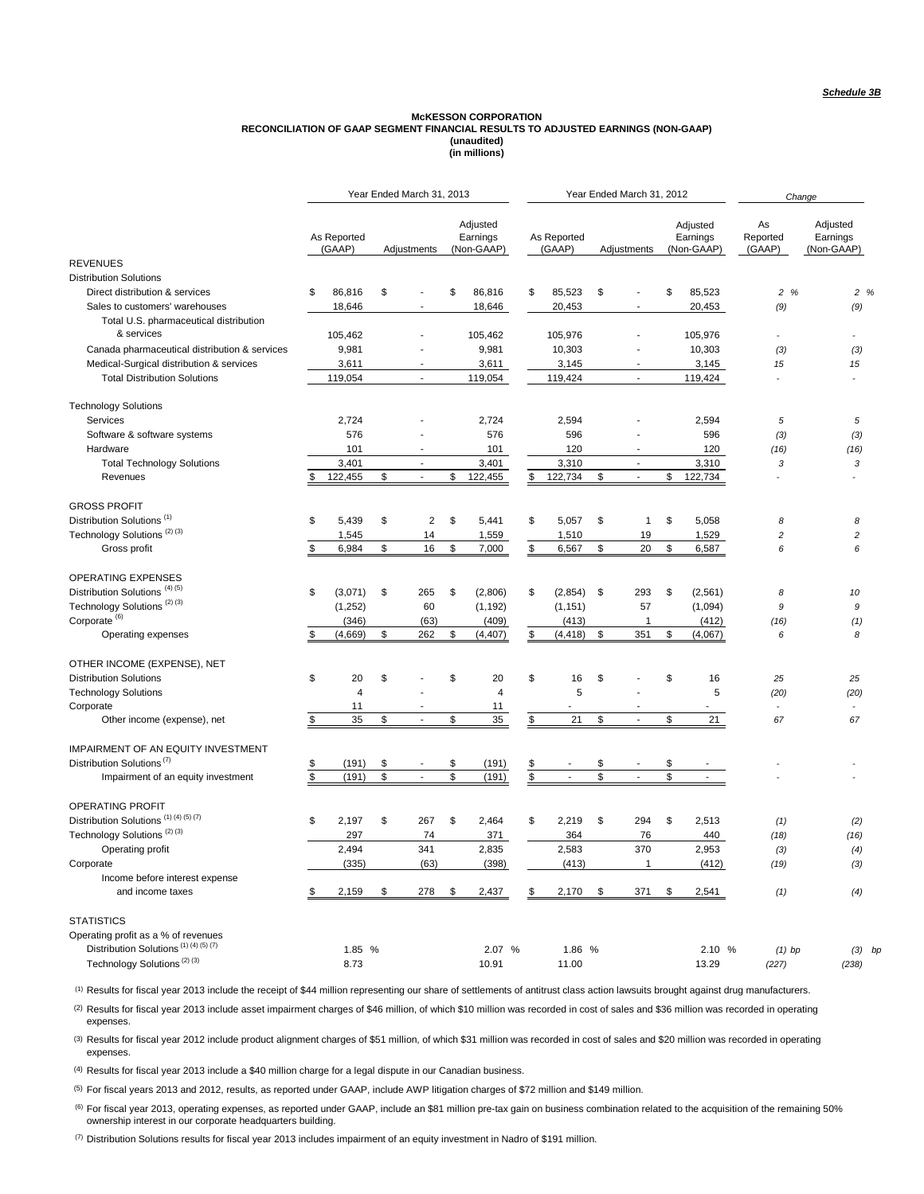*Schedule 3B*

**McKESSON CORPORATION**
**RECONCILIATION OF GAAP SEGMENT FINANCIAL RESULTS TO ADJUSTED EARNINGS (NON-GAAP)**
**(unaudited)**
**(in millions)**

| | Year Ended March 31, 2013 | | | Year Ended March 31, 2012 | | | Change | |
|---|---|---|---|---|---|---|---|---|
| | As Reported (GAAP) | Adjustments | Adjusted Earnings (Non-GAAP) | As Reported (GAAP) | Adjustments | Adjusted Earnings (Non-GAAP) | As Reported (GAAP) | Adjusted Earnings (Non-GAAP) |
| **REVENUES** | | | | | | | | |
| Distribution Solutions | | | | | | | | |
| Direct distribution & services | $ 86,816 | $ - | $ 86,816 | $ 85,523 | $ - | $ 85,523 | 2 % | 2 % |
| Sales to customers' warehouses | 18,646 | - | 18,646 | 20,453 | - | 20,453 | (9) | (9) |
| Total U.S. pharmaceutical distribution & services | 105,462 | - | 105,462 | 105,976 | - | 105,976 | - | - |
| Canada pharmaceutical distribution & services | 9,981 | - | 9,981 | 10,303 | - | 10,303 | (3) | (3) |
| Medical-Surgical distribution & services | 3,611 | - | 3,611 | 3,145 | - | 3,145 | 15 | 15 |
| Total Distribution Solutions | 119,054 | - | 119,054 | 119,424 | - | 119,424 | - | - |
| Technology Solutions | | | | | | | | |
| Services | 2,724 | - | 2,724 | 2,594 | - | 2,594 | 5 | 5 |
| Software & software systems | 576 | - | 576 | 596 | - | 596 | (3) | (3) |
| Hardware | 101 | - | 101 | 120 | - | 120 | (16) | (16) |
| Total Technology Solutions | 3,401 | - | 3,401 | 3,310 | - | 3,310 | 3 | 3 |
| Revenues | $ 122,455 | $ - | $ 122,455 | $ 122,734 | $ - | $ 122,734 | - | - |
| **GROSS PROFIT** | | | | | | | | |
| Distribution Solutions [(1)] | $ 5,439 | $ 2 | $ 5,441 | $ 5,057 | $ 1 | $ 5,058 | 8 | 8 |
| Technology Solutions [(2) (3)] | 1,545 | 14 | 1,559 | 1,510 | 19 | 1,529 | 2 | 2 |
| Gross profit | $ 6,984 | $ 16 | $ 7,000 | $ 6,567 | $ 20 | $ 6,587 | 6 | 6 |
| **OPERATING EXPENSES** | | | | | | | | |
| Distribution Solutions [(4) (5)] | $ (3,071) | $ 265 | $ (2,806) | $ (2,854) | $ 293 | $ (2,561) | 8 | 10 |
| Technology Solutions [(2) (3)] | (1,252) | 60 | (1,192) | (1,151) | 57 | (1,094) | 9 | 9 |
| Corporate [(6)] | (346) | (63) | (409) | (413) | 1 | (412) | (16) | (1) |
| Operating expenses | $ (4,669) | $ 262 | $ (4,407) | $ (4,418) | $ 351 | $ (4,067) | 6 | 8 |
| **OTHER INCOME (EXPENSE), NET** | | | | | | | | |
| Distribution Solutions | $ 20 | $ - | $ 20 | $ 16 | $ - | $ 16 | 25 | 25 |
| Technology Solutions | 4 | - | 4 | 5 | - | 5 | (20) | (20) |
| Corporate | 11 | - | 11 | - | - | - | - | - |
| Other income (expense), net | $ 35 | $ - | $ 35 | $ 21 | $ - | $ 21 | 67 | 67 |
| **IMPAIRMENT OF AN EQUITY INVESTMENT** | | | | | | | | |
| Distribution Solutions [(7)] | $ (191) | $ - | $ (191) | $ - | $ - | $ - | - | - |
| Impairment of an equity investment | $ (191) | $ - | $ (191) | $ - | $ - | $ - | - | - |
| **OPERATING PROFIT** | | | | | | | | |
| Distribution Solutions [(1) (4) (5) (7)] | $ 2,197 | $ 267 | $ 2,464 | $ 2,219 | $ 294 | $ 2,513 | (1) | (2) |
| Technology Solutions [(2) (3)] | 297 | 74 | 371 | 364 | 76 | 440 | (18) | (16) |
| Operating profit | 2,494 | 341 | 2,835 | 2,583 | 370 | 2,953 | (3) | (4) |
| Corporate | (335) | (63) | (398) | (413) | 1 | (412) | (19) | (3) |
| Income before interest expense and income taxes | $ 2,159 | $ 278 | $ 2,437 | $ 2,170 | $ 371 | $ 2,541 | (1) | (4) |
| **STATISTICS** | | | | | | | | |
| Operating profit as a % of revenues | | | | | | | | |
| Distribution Solutions [(1) (4) (5) (7)] | 1.85 % | | 2.07 % | 1.86 % | | 2.10 % | (1) bp | (3) bp |
| Technology Solutions [(2) (3)] | 8.73 | | 10.91 | 11.00 | | 13.29 | (227) | (238) |

(1) Results for fiscal year 2013 include the receipt of $44 million representing our share of settlements of antitrust class action lawsuits brought against drug manufacturers.

(2) Results for fiscal year 2013 include asset impairment charges of $46 million, of which $10 million was recorded in cost of sales and $36 million was recorded in operating expenses.

(3) Results for fiscal year 2012 include product alignment charges of $51 million, of which $31 million was recorded in cost of sales and $20 million was recorded in operating expenses.

(4) Results for fiscal year 2013 include a $40 million charge for a legal dispute in our Canadian business.

(5) For fiscal years 2013 and 2012, results, as reported under GAAP, include AWP litigation charges of $72 million and $149 million.

(6) For fiscal year 2013, operating expenses, as reported under GAAP, include an $81 million pre-tax gain on business combination related to the acquisition of the remaining 50% ownership interest in our corporate headquarters building.

(7) Distribution Solutions results for fiscal year 2013 includes impairment of an equity investment in Nadro of $191 million.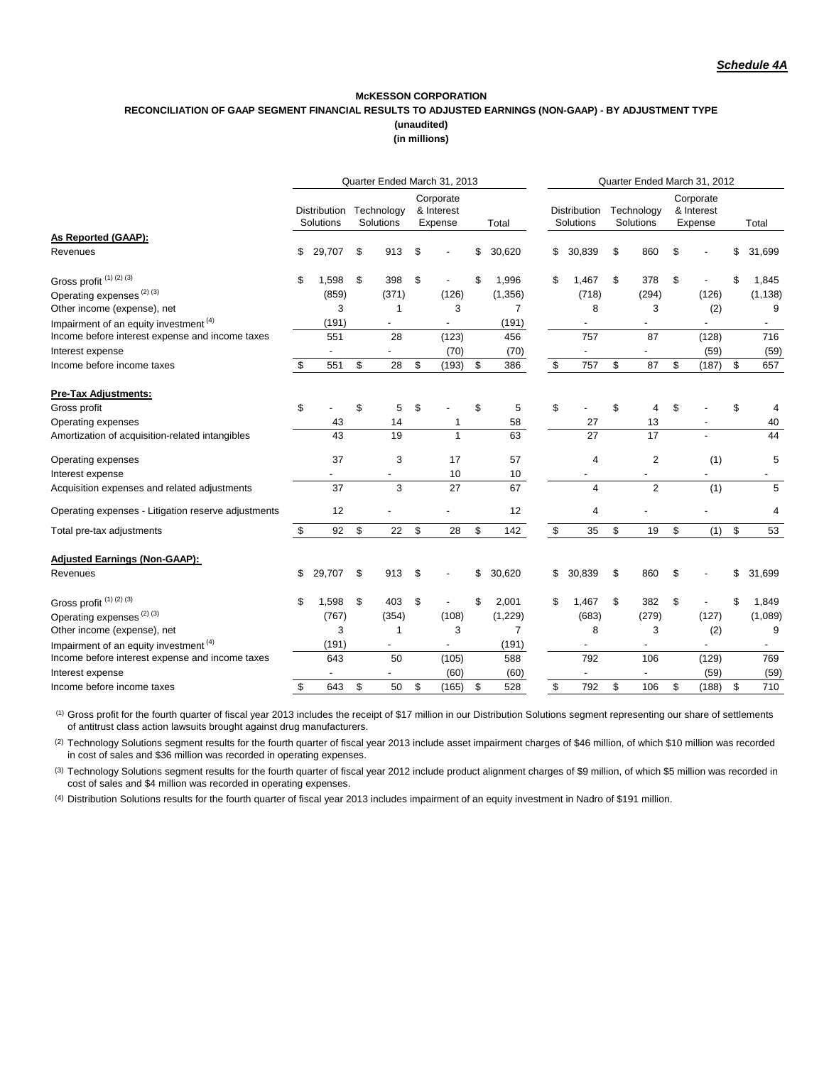***Schedule 4A***

**McKESSON CORPORATION**

**RECONCILIATION OF GAAP SEGMENT FINANCIAL RESULTS TO ADJUSTED EARNINGS (NON-GAAP) - BY ADJUSTMENT TYPE**

**(unaudited)**

**(in millions)**

| | Quarter Ended March 31, 2013 | | | | Quarter Ended March 31, 2012 | | | |
|---|---|---|---|---|---|---|---|---|
| | Distribution Solutions | Technology Solutions | Corporate & Interest Expense | Total | Distribution Solutions | Technology Solutions | Corporate & Interest Expense | Total |
| **As Reported (GAAP):** | | | | | | | | |
| Revenues | $ 29,707 | $ 913 | $ - | $ 30,620 | $ 30,839 | $ 860 | $ - | $ 31,699 |
| Gross profit [(1) (2) (3)] | $ 1,598 | $ 398 | $ - | $ 1,996 | $ 1,467 | $ 378 | $ - | $ 1,845 |
| Operating expenses [(2) (3)] | (859) | (371) | (126) | (1,356) | (718) | (294) | (126) | (1,138) |
| Other income (expense), net | 3 | 1 | 3 | 7 | 8 | 3 | (2) | 9 |
| Impairment of an equity investment [(4)] | (191) | - | - | (191) | - | - | - | - |
| Income before interest expense and income taxes | 551 | 28 | (123) | 456 | 757 | 87 | (128) | 716 |
| Interest expense | - | - | (70) | (70) | - | - | (59) | (59) |
| Income before income taxes | $ 551 | $ 28 | $ (193) | $ 386 | $ 757 | $ 87 | $ (187) | $ 657 |
| **Pre-Tax Adjustments:** | | | | | | | | |
| Gross profit | $ - | $ 5 | $ - | $ 5 | $ - | $ 4 | $ - | $ 4 |
| Operating expenses | 43 | 14 | 1 | 58 | 27 | 13 | - | 40 |
| Amortization of acquisition-related intangibles | 43 | 19 | 1 | 63 | 27 | 17 | - | 44 |
| Operating expenses | 37 | 3 | 17 | 57 | 4 | 2 | (1) | 5 |
| Interest expense | - | - | 10 | 10 | - | - | - | - |
| Acquisition expenses and related adjustments | 37 | 3 | 27 | 67 | 4 | 2 | (1) | 5 |
| Operating expenses - Litigation reserve adjustments | 12 | - | - | 12 | 4 | - | - | 4 |
| Total pre-tax adjustments | $ 92 | $ 22 | $ 28 | $ 142 | $ 35 | $ 19 | $ (1) | $ 53 |
| **Adjusted Earnings (Non-GAAP):** | | | | | | | | |
| Revenues | $ 29,707 | $ 913 | $ - | $ 30,620 | $ 30,839 | $ 860 | $ - | $ 31,699 |
| Gross profit [(1) (2) (3)] | $ 1,598 | $ 403 | $ - | $ 2,001 | $ 1,467 | $ 382 | $ - | $ 1,849 |
| Operating expenses [(2) (3)] | (767) | (354) | (108) | (1,229) | (683) | (279) | (127) | (1,089) |
| Other income (expense), net | 3 | 1 | 3 | 7 | 8 | 3 | (2) | 9 |
| Impairment of an equity investment [(4)] | (191) | - | - | (191) | - | - | - | - |
| Income before interest expense and income taxes | 643 | 50 | (105) | 588 | 792 | 106 | (129) | 769 |
| Interest expense | - | - | (60) | (60) | - | - | (59) | (59) |
| Income before income taxes | $ 643 | $ 50 | $ (165) | $ 528 | $ 792 | $ 106 | $ (188) | $ 710 |

(1) Gross profit for the fourth quarter of fiscal year 2013 includes the receipt of $17 million in our Distribution Solutions segment representing our share of settlements of antitrust class action lawsuits brought against drug manufacturers.

(2) Technology Solutions segment results for the fourth quarter of fiscal year 2013 include asset impairment charges of $46 million, of which $10 million was recorded in cost of sales and $36 million was recorded in operating expenses.

(3) Technology Solutions segment results for the fourth quarter of fiscal year 2012 include product alignment charges of $9 million, of which $5 million was recorded in cost of sales and $4 million was recorded in operating expenses.

(4) Distribution Solutions results for the fourth quarter of fiscal year 2013 includes impairment of an equity investment in Nadro of $191 million.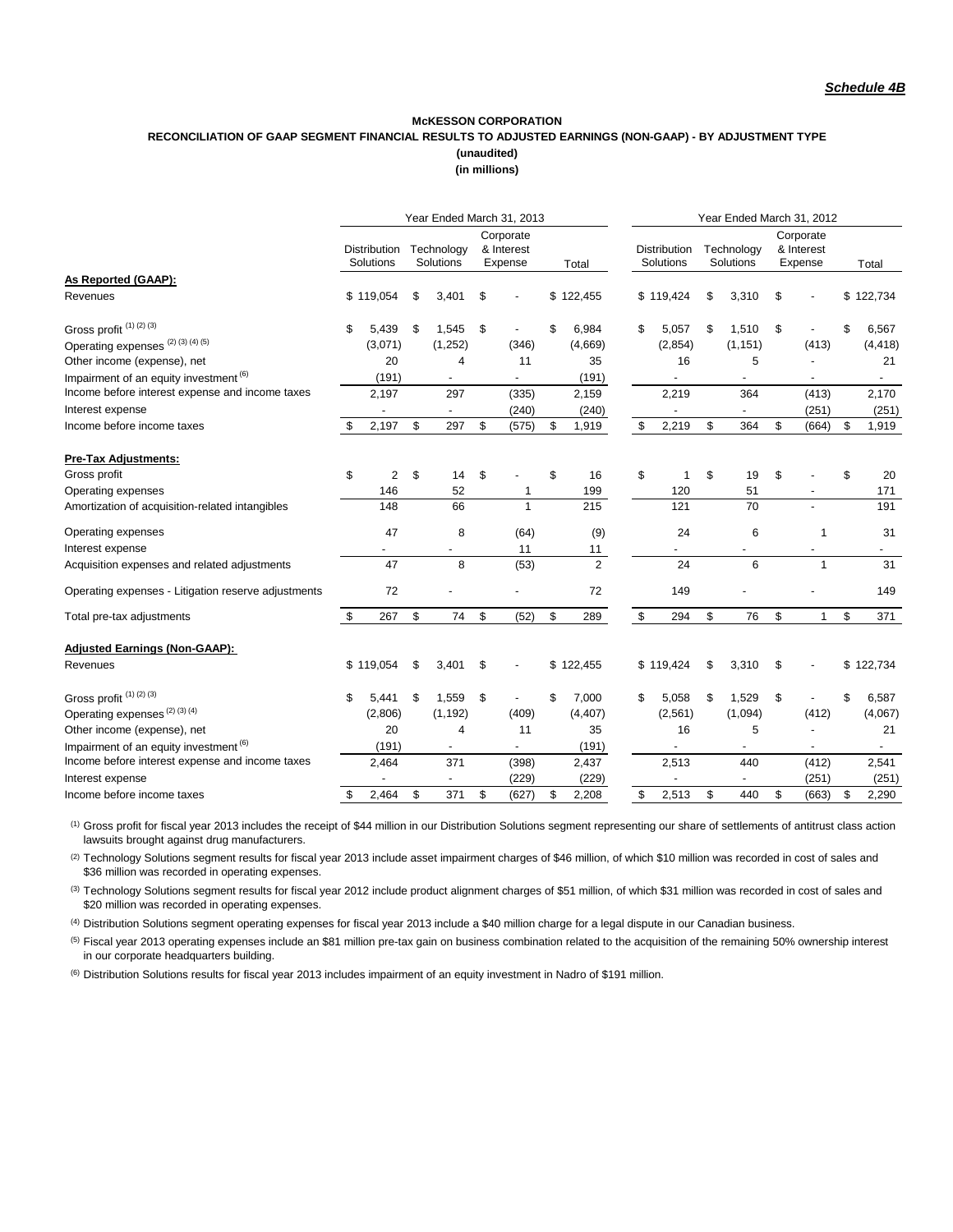*Schedule 4B*

**McKESSON CORPORATION**

**RECONCILIATION OF GAAP SEGMENT FINANCIAL RESULTS TO ADJUSTED EARNINGS (NON-GAAP) - BY ADJUSTMENT TYPE**

**(unaudited)**

**(in millions)**

| | Year Ended March 31, 2013 | | | | Year Ended March 31, 2012 | | | |
|---|---|---|---|---|---|---|---|---|
| | Distribution Solutions | Technology Solutions | Corporate & Interest Expense | Total | Distribution Solutions | Technology Solutions | Corporate & Interest Expense | Total |
| **As Reported (GAAP):** | | | | | | | | |
| Revenues | $ 119,054 | $ 3,401 | $ - | $ 122,455 | $ 119,424 | $ 3,310 | $ - | $ 122,734 |
| Gross profit [(1) (2) (3)] | $ 5,439 | $ 1,545 | $ - | $ 6,984 | $ 5,057 | $ 1,510 | $ - | $ 6,567 |
| Operating expenses [(2) (3) (4) (5)] | (3,071) | (1,252) | (346) | (4,669) | (2,854) | (1,151) | (413) | (4,418) |
| Other income (expense), net | 20 | 4 | 11 | 35 | 16 | 5 | - | 21 |
| Impairment of an equity investment [(6)] | (191) | - | - | (191) | - | - | - | - |
| Income before interest expense and income taxes | 2,197 | 297 | (335) | 2,159 | 2,219 | 364 | (413) | 2,170 |
| Interest expense | - | - | (240) | (240) | - | - | (251) | (251) |
| Income before income taxes | $ 2,197 | $ 297 | $ (575) | $ 1,919 | $ 2,219 | $ 364 | $ (664) | $ 1,919 |
| **Pre-Tax Adjustments:** | | | | | | | | |
| Gross profit | $ 2 | $ 14 | $ - | $ 16 | $ 1 | $ 19 | $ - | $ 20 |
| Operating expenses | 146 | 52 | 1 | 199 | 120 | 51 | - | 171 |
| Amortization of acquisition-related intangibles | 148 | 66 | 1 | 215 | 121 | 70 | - | 191 |
| Operating expenses | 47 | 8 | (64) | (9) | 24 | 6 | 1 | 31 |
| Interest expense | - | - | 11 | 11 | - | - | - | - |
| Acquisition expenses and related adjustments | 47 | 8 | (53) | 2 | 24 | 6 | 1 | 31 |
| Operating expenses - Litigation reserve adjustments | 72 | - | - | 72 | 149 | - | - | 149 |
| Total pre-tax adjustments | $ 267 | $ 74 | $ (52) | $ 289 | $ 294 | $ 76 | $ 1 | $ 371 |
| **Adjusted Earnings (Non-GAAP):** | | | | | | | | |
| Revenues | $ 119,054 | $ 3,401 | $ - | $ 122,455 | $ 119,424 | $ 3,310 | $ - | $ 122,734 |
| Gross profit [(1) (2) (3)] | $ 5,441 | $ 1,559 | $ - | $ 7,000 | $ 5,058 | $ 1,529 | $ - | $ 6,587 |
| Operating expenses [(2) (3) (4)] | (2,806) | (1,192) | (409) | (4,407) | (2,561) | (1,094) | (412) | (4,067) |
| Other income (expense), net | 20 | 4 | 11 | 35 | 16 | 5 | - | 21 |
| Impairment of an equity investment [(6)] | (191) | - | - | (191) | - | - | - | - |
| Income before interest expense and income taxes | 2,464 | 371 | (398) | 2,437 | 2,513 | 440 | (412) | 2,541 |
| Interest expense | - | - | (229) | (229) | - | - | (251) | (251) |
| Income before income taxes | $ 2,464 | $ 371 | $ (627) | $ 2,208 | $ 2,513 | $ 440 | $ (663) | $ 2,290 |

(1) Gross profit for fiscal year 2013 includes the receipt of $44 million in our Distribution Solutions segment representing our share of settlements of antitrust class action lawsuits brought against drug manufacturers.

(2) Technology Solutions segment results for fiscal year 2013 include asset impairment charges of $46 million, of which $10 million was recorded in cost of sales and $36 million was recorded in operating expenses.

(3) Technology Solutions segment results for fiscal year 2012 include product alignment charges of $51 million, of which $31 million was recorded in cost of sales and $20 million was recorded in operating expenses.

(4) Distribution Solutions segment operating expenses for fiscal year 2013 include a $40 million charge for a legal dispute in our Canadian business.

(5) Fiscal year 2013 operating expenses include an $81 million pre-tax gain on business combination related to the acquisition of the remaining 50% ownership interest in our corporate headquarters building.

(6) Distribution Solutions results for fiscal year 2013 includes impairment of an equity investment in Nadro of $191 million.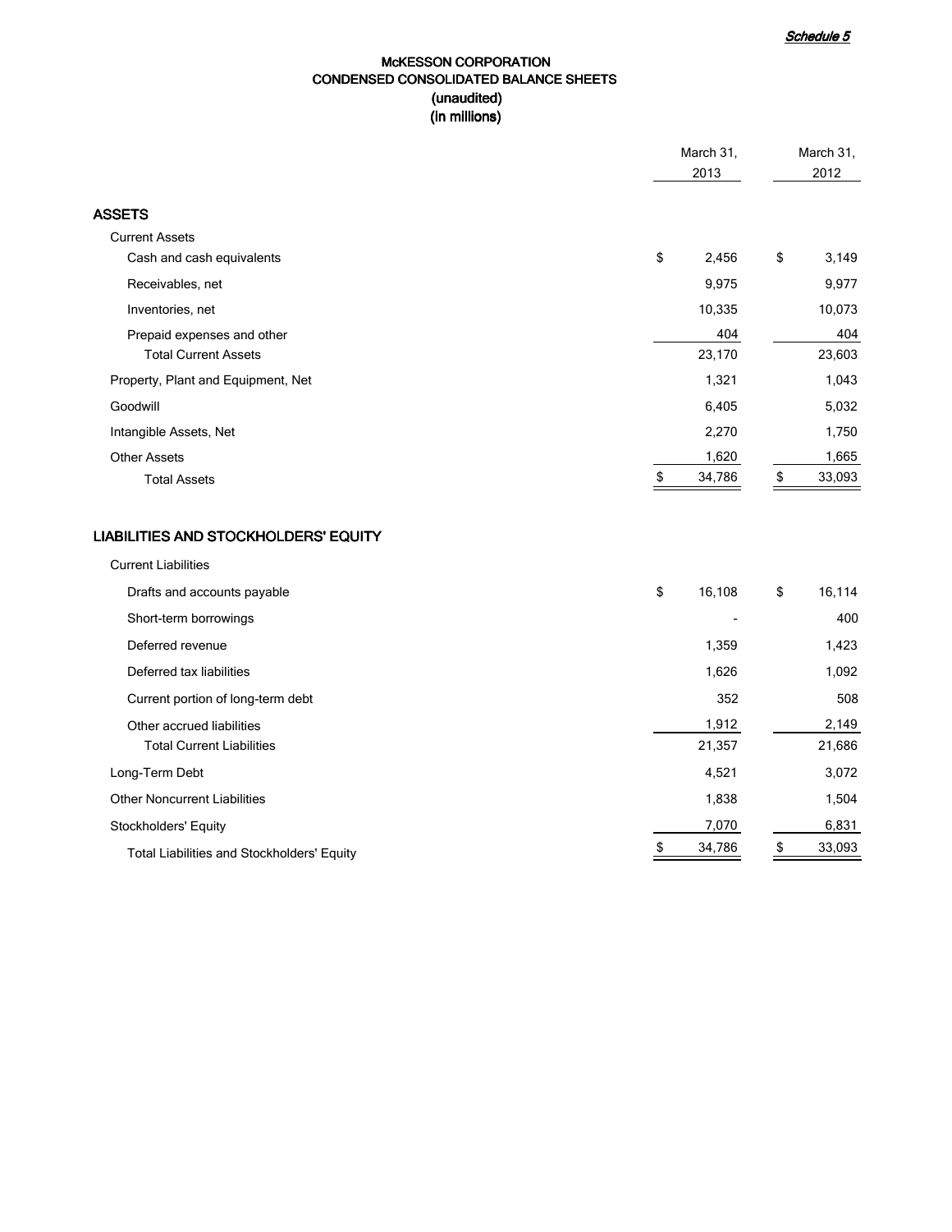*Schedule 5*

# McKESSON CORPORATION
## CONDENSED CONSOLIDATED BALANCE SHEETS
### (unaudited)
### (in millions)

| | March 31, 2013 | March 31, 2012 |
|---|---|---|
| **ASSETS** | | |
| Current Assets | | |
| Cash and cash equivalents | $ 2,456 | $ 3,149 |
| Receivables, net | 9,975 | 9,977 |
| Inventories, net | 10,335 | 10,073 |
| Prepaid expenses and other | 404 | 404 |
| Total Current Assets | 23,170 | 23,603 |
| Property, Plant and Equipment, Net | 1,321 | 1,043 |
| Goodwill | 6,405 | 5,032 |
| Intangible Assets, Net | 2,270 | 1,750 |
| Other Assets | 1,620 | 1,665 |
| Total Assets | $ 34,786 | $ 33,093 |
| | | |
| **LIABILITIES AND STOCKHOLDERS' EQUITY** | | |
| Current Liabilities | | |
| Drafts and accounts payable | $ 16,108 | $ 16,114 |
| Short-term borrowings | - | 400 |
| Deferred revenue | 1,359 | 1,423 |
| Deferred tax liabilities | 1,626 | 1,092 |
| Current portion of long-term debt | 352 | 508 |
| Other accrued liabilities | 1,912 | 2,149 |
| Total Current Liabilities | 21,357 | 21,686 |
| Long-Term Debt | 4,521 | 3,072 |
| Other Noncurrent Liabilities | 1,838 | 1,504 |
| Stockholders' Equity | 7,070 | 6,831 |
| Total Liabilities and Stockholders' Equity | $ 34,786 | $ 33,093 |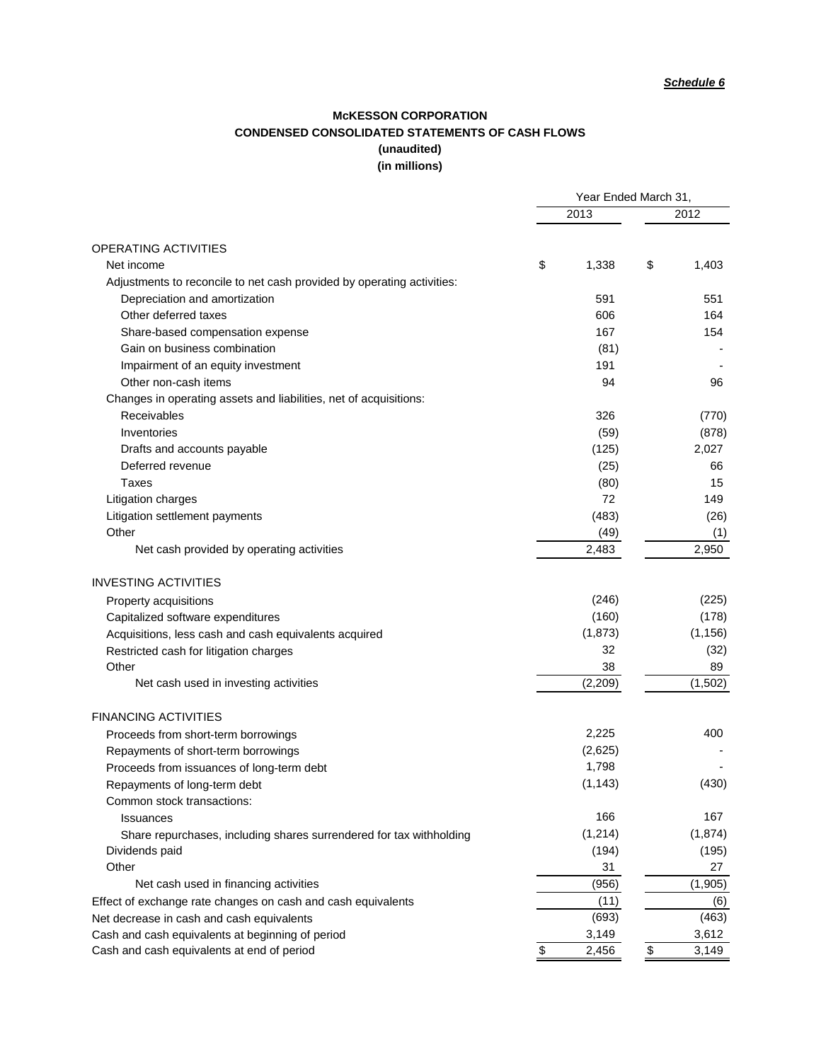*Schedule 6*

**McKESSON CORPORATION**
**CONDENSED CONSOLIDATED STATEMENTS OF CASH FLOWS**
**(unaudited)**
**(in millions)**

| | Year Ended March 31, | |
|---|---|---|
| | 2013 | 2012 |
| **OPERATING ACTIVITIES** | | |
| Net income | $ 1,338 | $ 1,403 |
| Adjustments to reconcile to net cash provided by operating activities: | | |
| Depreciation and amortization | 591 | 551 |
| Other deferred taxes | 606 | 164 |
| Share-based compensation expense | 167 | 154 |
| Gain on business combination | (81) | - |
| Impairment of an equity investment | 191 | - |
| Other non-cash items | 94 | 96 |
| Changes in operating assets and liabilities, net of acquisitions: | | |
| Receivables | 326 | (770) |
| Inventories | (59) | (878) |
| Drafts and accounts payable | (125) | 2,027 |
| Deferred revenue | (25) | 66 |
| Taxes | (80) | 15 |
| Litigation charges | 72 | 149 |
| Litigation settlement payments | (483) | (26) |
| Other | (49) | (1) |
| Net cash provided by operating activities | 2,483 | 2,950 |
| **INVESTING ACTIVITIES** | | |
| Property acquisitions | (246) | (225) |
| Capitalized software expenditures | (160) | (178) |
| Acquisitions, less cash and cash equivalents acquired | (1,873) | (1,156) |
| Restricted cash for litigation charges | 32 | (32) |
| Other | 38 | 89 |
| Net cash used in investing activities | (2,209) | (1,502) |
| **FINANCING ACTIVITIES** | | |
| Proceeds from short-term borrowings | 2,225 | 400 |
| Repayments of short-term borrowings | (2,625) | - |
| Proceeds from issuances of long-term debt | 1,798 | - |
| Repayments of long-term debt | (1,143) | (430) |
| Common stock transactions: | | |
| Issuances | 166 | 167 |
| Share repurchases, including shares surrendered for tax withholding | (1,214) | (1,874) |
| Dividends paid | (194) | (195) |
| Other | 31 | 27 |
| Net cash used in financing activities | (956) | (1,905) |
| Effect of exchange rate changes on cash and cash equivalents | (11) | (6) |
| Net decrease in cash and cash equivalents | (693) | (463) |
| Cash and cash equivalents at beginning of period | 3,149 | 3,612 |
| Cash and cash equivalents at end of period | $ 2,456 | $ 3,149 |